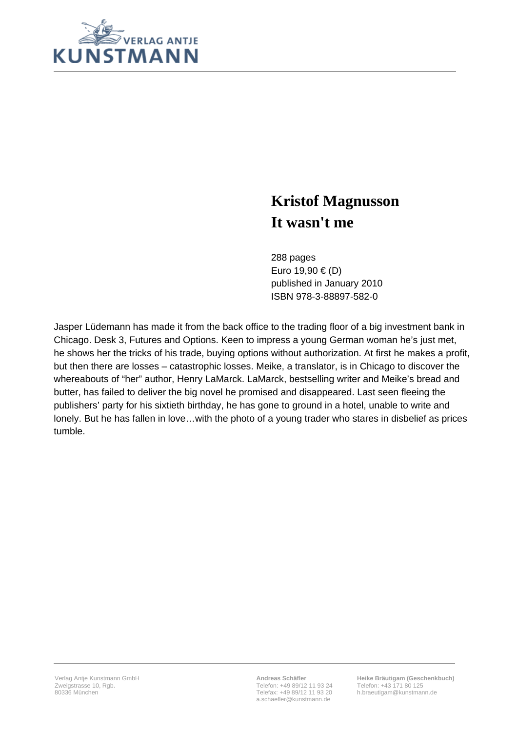VERLAG ANTJE KUNSTMANN

# Kristof Magnusson
# It wasn't me

288 pages
Euro 19,90 € (D)
published in January 2010
ISBN 978-3-88897-582-0

Jasper Lüdemann has made it from the back office to the trading floor of a big investment bank in Chicago. Desk 3, Futures and Options. Keen to impress a young German woman he's just met, he shows her the tricks of his trade, buying options without authorization. At first he makes a profit, but then there are losses – catastrophic losses. Meike, a translator, is in Chicago to discover the whereabouts of "her" author, Henry LaMarck. LaMarck, bestselling writer and Meike's bread and butter, has failed to deliver the big novel he promised and disappeared. Last seen fleeing the publishers' party for his sixtieth birthday, he has gone to ground in a hotel, unable to write and lonely. But he has fallen in love…with the photo of a young trader who stares in disbelief as prices tumble.

Verlag Antje Kunstmann GmbH
Zweigstrasse 10, Rgb.
80336 München

**Andreas Schäfler**
Telefon: +49 89/12 11 93 24
Telefax: +49 89/12 11 93 20
a.schaefler@kunstmann.de

**Heike Bräutigam (Geschenkbuch)**
Telefon: +43 171 80 125
h.braeutigam@kunstmann.de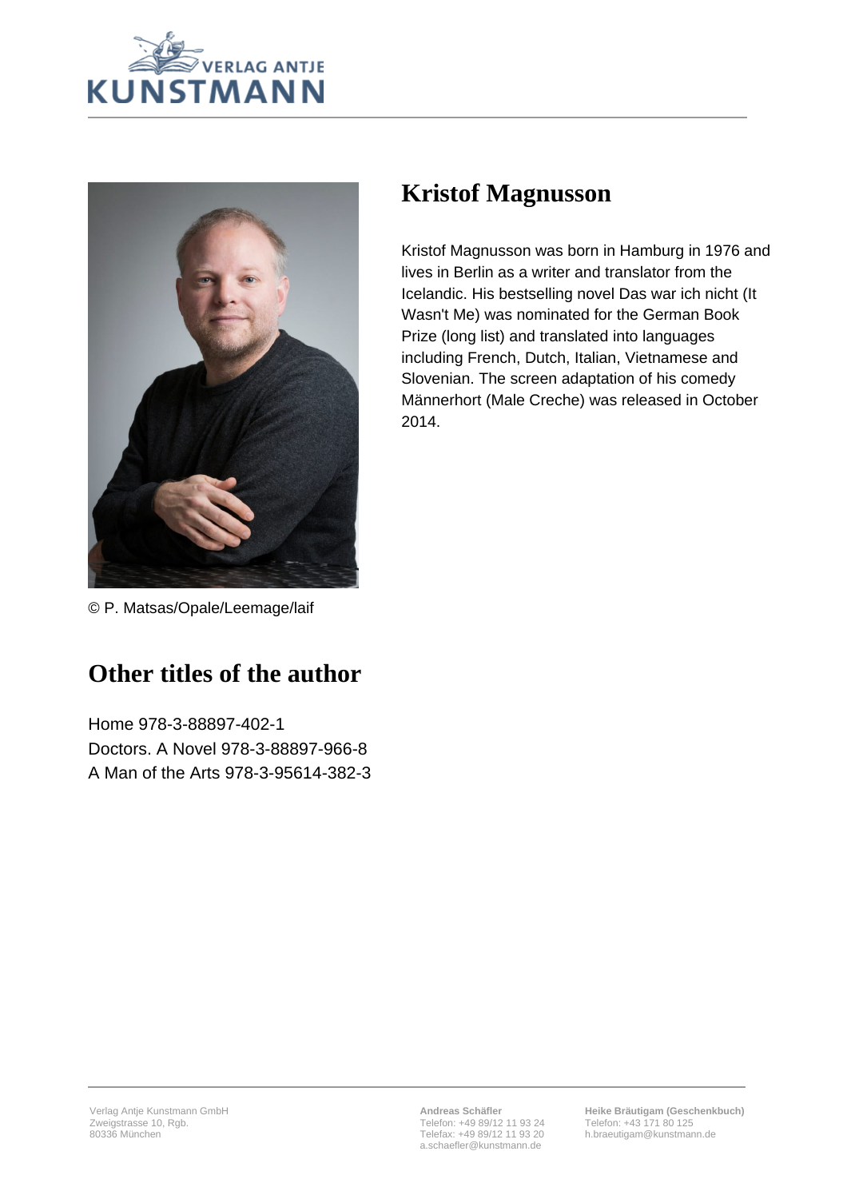# Kristof Magnusson

Kristof Magnusson was born in Hamburg in 1976 and lives in Berlin as a writer and translator from the Icelandic. His bestselling novel Das war ich nicht (It Wasn't Me) was nominated for the German Book Prize (long list) and translated into languages including French, Dutch, Italian, Vietnamese and Slovenian. The screen adaptation of his comedy Männerhort (Male Creche) was released in October 2014.

© P. Matsas/Opale/Leemage/laif

## Other titles of the author

Home 978-3-88897-402-1
Doctors. A Novel 978-3-88897-966-8
A Man of the Arts 978-3-95614-382-3

Verlag Antje Kunstmann GmbH
Zweigstrasse 10, Rgb.
80336 München

**Andreas Schäfler**
Telefon: +49 89/12 11 93 24
Telefax: +49 89/12 11 93 20
a.schaefler@kunstmann.de

**Heike Bräutigam (Geschenkbuch)**
Telefon: +43 171 80 125
h.braeutigam@kunstmann.de